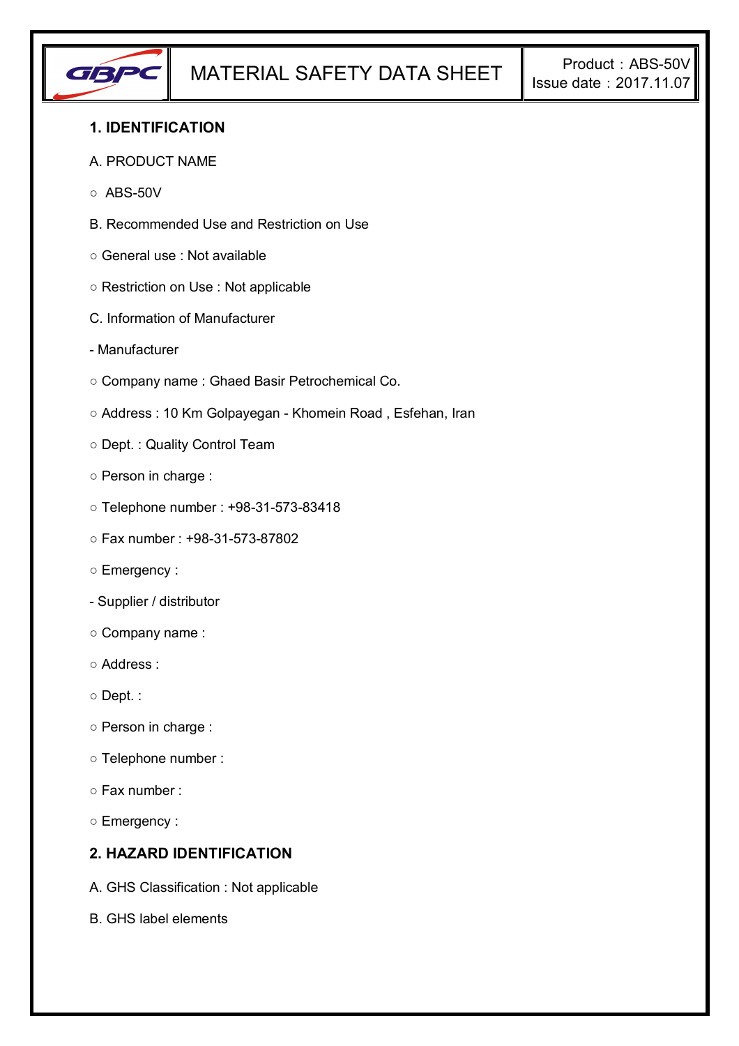| GBPC | MATERIAL SAFETY DATA SHEET | Product：ABS-50V<br>Issue date：2017.11.07 |
| --- | --- | --- |

## 1. IDENTIFICATION

A. PRODUCT NAME

○ ABS-50V

B. Recommended Use and Restriction on Use

○ General use : Not available

○ Restriction on Use : Not applicable

C. Information of Manufacturer

- Manufacturer

○ Company name : Ghaed Basir Petrochemical Co.

○ Address : 10 Km Golpayegan - Khomein Road , Esfehan, Iran

○ Dept. : Quality Control Team

○ Person in charge :

○ Telephone number : +98-31-573-83418

○ Fax number : +98-31-573-87802

○ Emergency :

- Supplier / distributor

○ Company name :

○ Address :

○ Dept. :

○ Person in charge :

○ Telephone number :

○ Fax number :

○ Emergency :

## 2. HAZARD IDENTIFICATION

A. GHS Classification : Not applicable

B. GHS label elements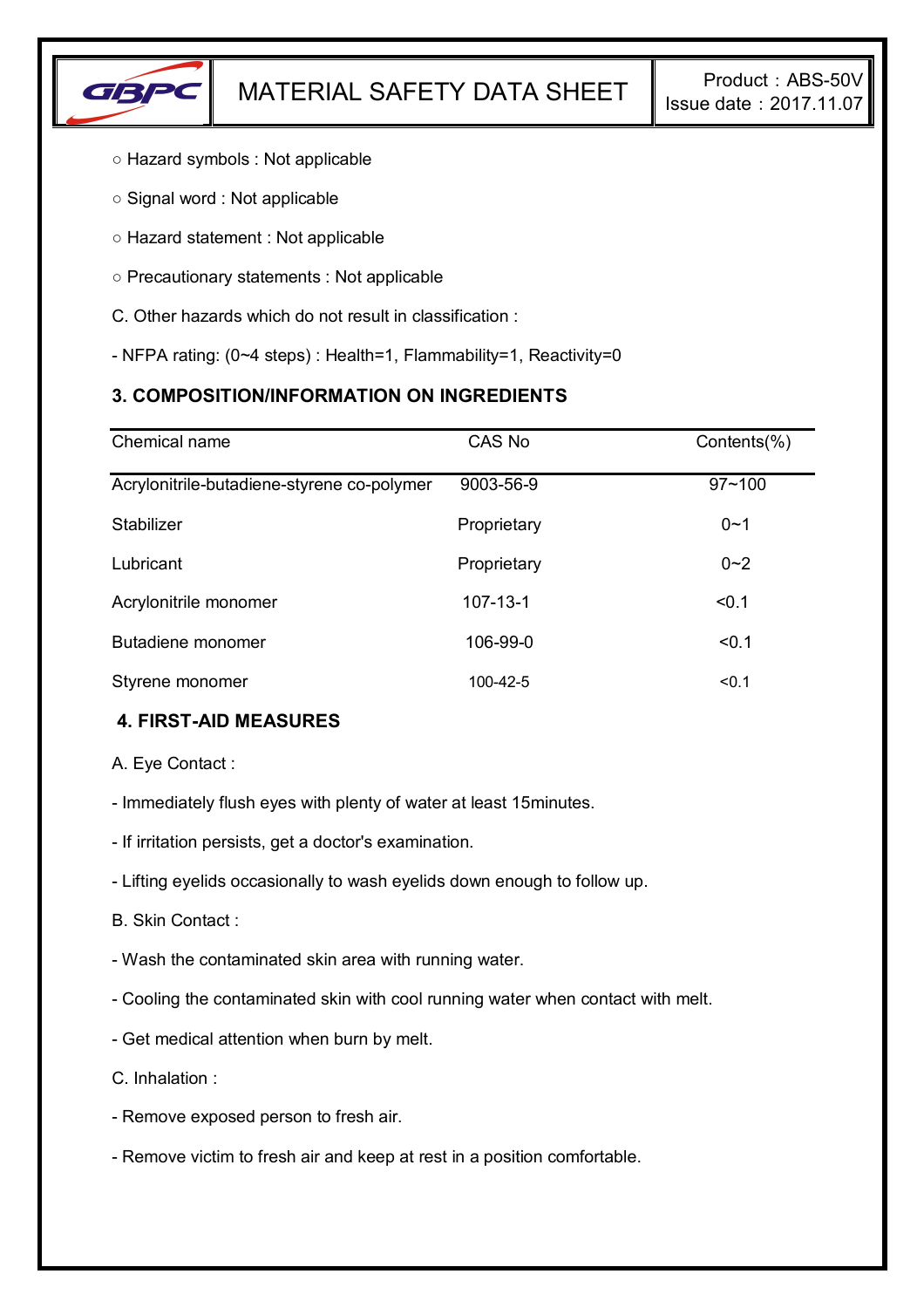○ Hazard symbols : Not applicable

○ Signal word : Not applicable

○ Hazard statement : Not applicable

○ Precautionary statements : Not applicable

C. Other hazards which do not result in classification :

- NFPA rating: (0~4 steps) : Health=1, Flammability=1, Reactivity=0

### 3. COMPOSITION/INFORMATION ON INGREDIENTS

| Chemical name | CAS No | Contents(%) |
|---|---|---|
| Acrylonitrile-butadiene-styrene co-polymer | 9003-56-9 | 97~100 |
| Stabilizer | Proprietary | 0~1 |
| Lubricant | Proprietary | 0~2 |
| Acrylonitrile monomer | 107-13-1 | <0.1 |
| Butadiene monomer | 106-99-0 | <0.1 |
| Styrene monomer | 100-42-5 | <0.1 |

### 4. FIRST-AID MEASURES

A. Eye Contact :

- Immediately flush eyes with plenty of water at least 15minutes.
- If irritation persists, get a doctor's examination.
- Lifting eyelids occasionally to wash eyelids down enough to follow up.

B. Skin Contact :

- Wash the contaminated skin area with running water.
- Cooling the contaminated skin with cool running water when contact with melt.
- Get medical attention when burn by melt.

C. Inhalation :

- Remove exposed person to fresh air.
- Remove victim to fresh air and keep at rest in a position comfortable.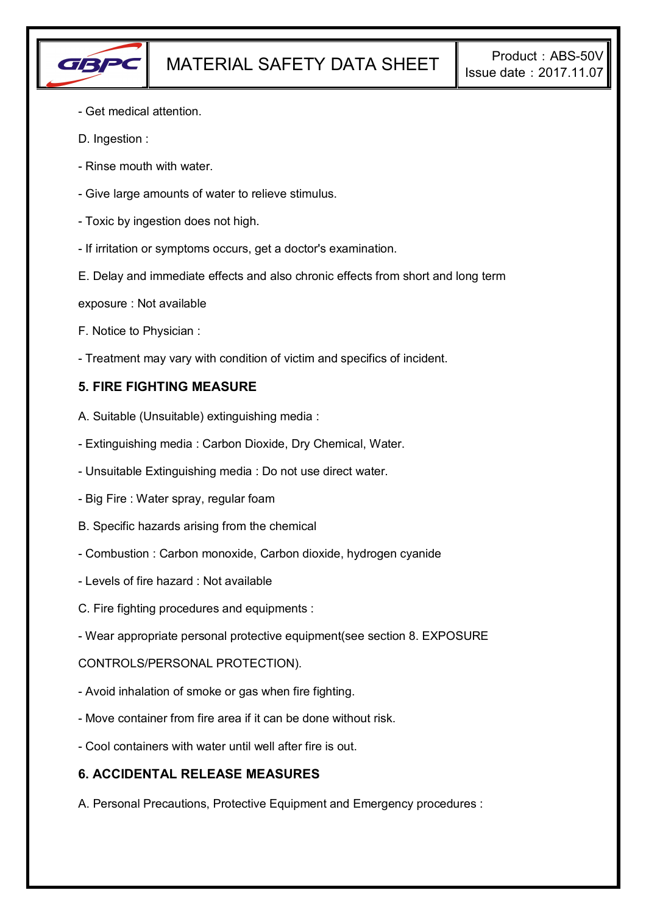- Get medical attention.

D. Ingestion :

- Rinse mouth with water.

- Give large amounts of water to relieve stimulus.

- Toxic by ingestion does not high.

- If irritation or symptoms occurs, get a doctor's examination.

E. Delay and immediate effects and also chronic effects from short and long term exposure : Not available

F. Notice to Physician :

- Treatment may vary with condition of victim and specifics of incident.

## 5. FIRE FIGHTING MEASURE

A. Suitable (Unsuitable) extinguishing media :

- Extinguishing media : Carbon Dioxide, Dry Chemical, Water.

- Unsuitable Extinguishing media : Do not use direct water.

- Big Fire : Water spray, regular foam

B. Specific hazards arising from the chemical

- Combustion : Carbon monoxide, Carbon dioxide, hydrogen cyanide

- Levels of fire hazard : Not available

C. Fire fighting procedures and equipments :

- Wear appropriate personal protective equipment(see section 8. EXPOSURE CONTROLS/PERSONAL PROTECTION).

- Avoid inhalation of smoke or gas when fire fighting.

- Move container from fire area if it can be done without risk.

- Cool containers with water until well after fire is out.

## 6. ACCIDENTAL RELEASE MEASURES

A. Personal Precautions, Protective Equipment and Emergency procedures :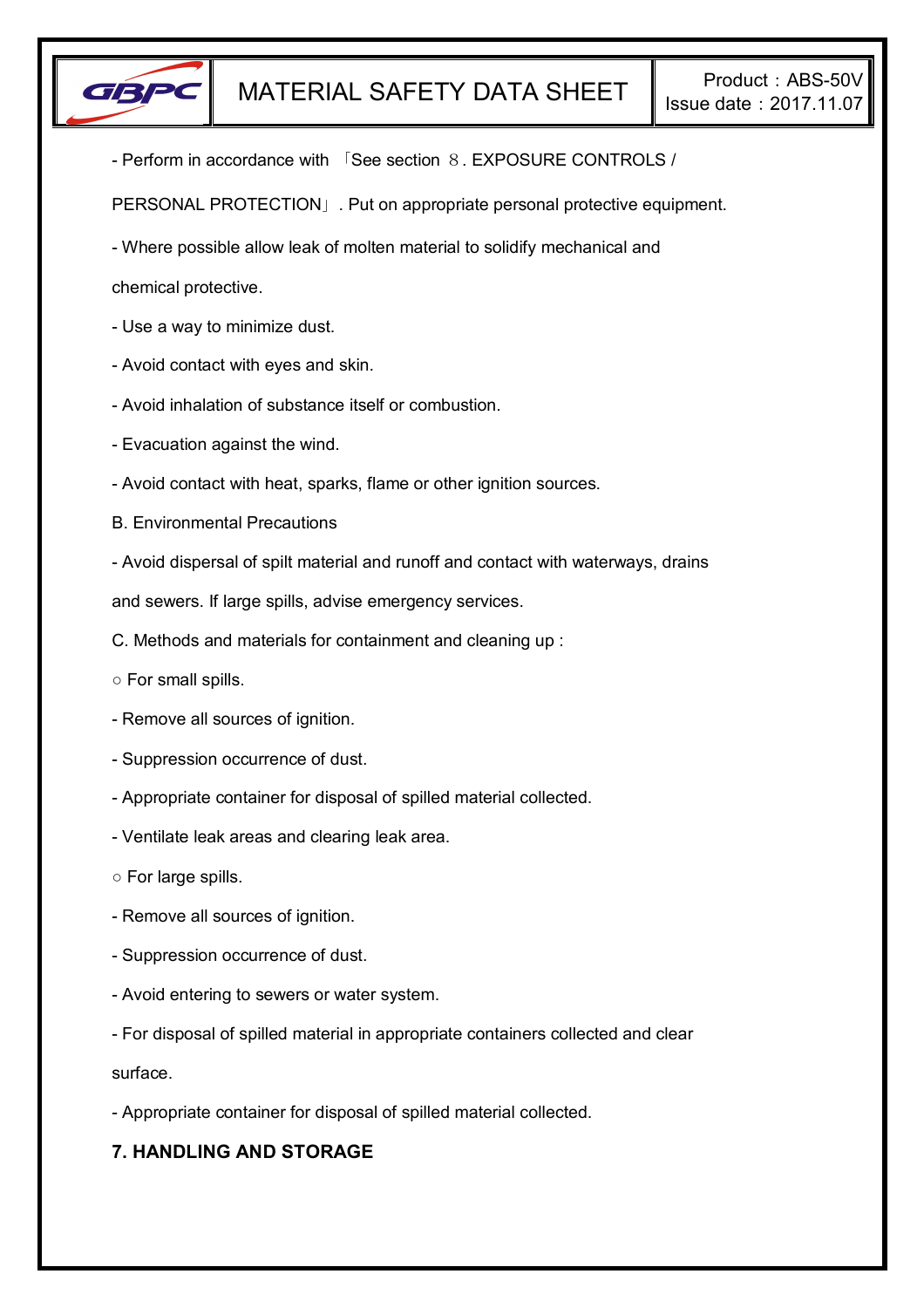- Perform in accordance with 「See section ８. EXPOSURE CONTROLS / PERSONAL PROTECTION」. Put on appropriate personal protective equipment.

- Where possible allow leak of molten material to solidify mechanical and chemical protective.

- Use a way to minimize dust.

- Avoid contact with eyes and skin.

- Avoid inhalation of substance itself or combustion.

- Evacuation against the wind.

- Avoid contact with heat, sparks, flame or other ignition sources.

B. Environmental Precautions

- Avoid dispersal of spilt material and runoff and contact with waterways, drains and sewers. If large spills, advise emergency services.

C. Methods and materials for containment and cleaning up :

○ For small spills.

- Remove all sources of ignition.

- Suppression occurrence of dust.

- Appropriate container for disposal of spilled material collected.

- Ventilate leak areas and clearing leak area.

○ For large spills.

- Remove all sources of ignition.

- Suppression occurrence of dust.

- Avoid entering to sewers or water system.

- For disposal of spilled material in appropriate containers collected and clear surface.

- Appropriate container for disposal of spilled material collected.

## 7. HANDLING AND STORAGE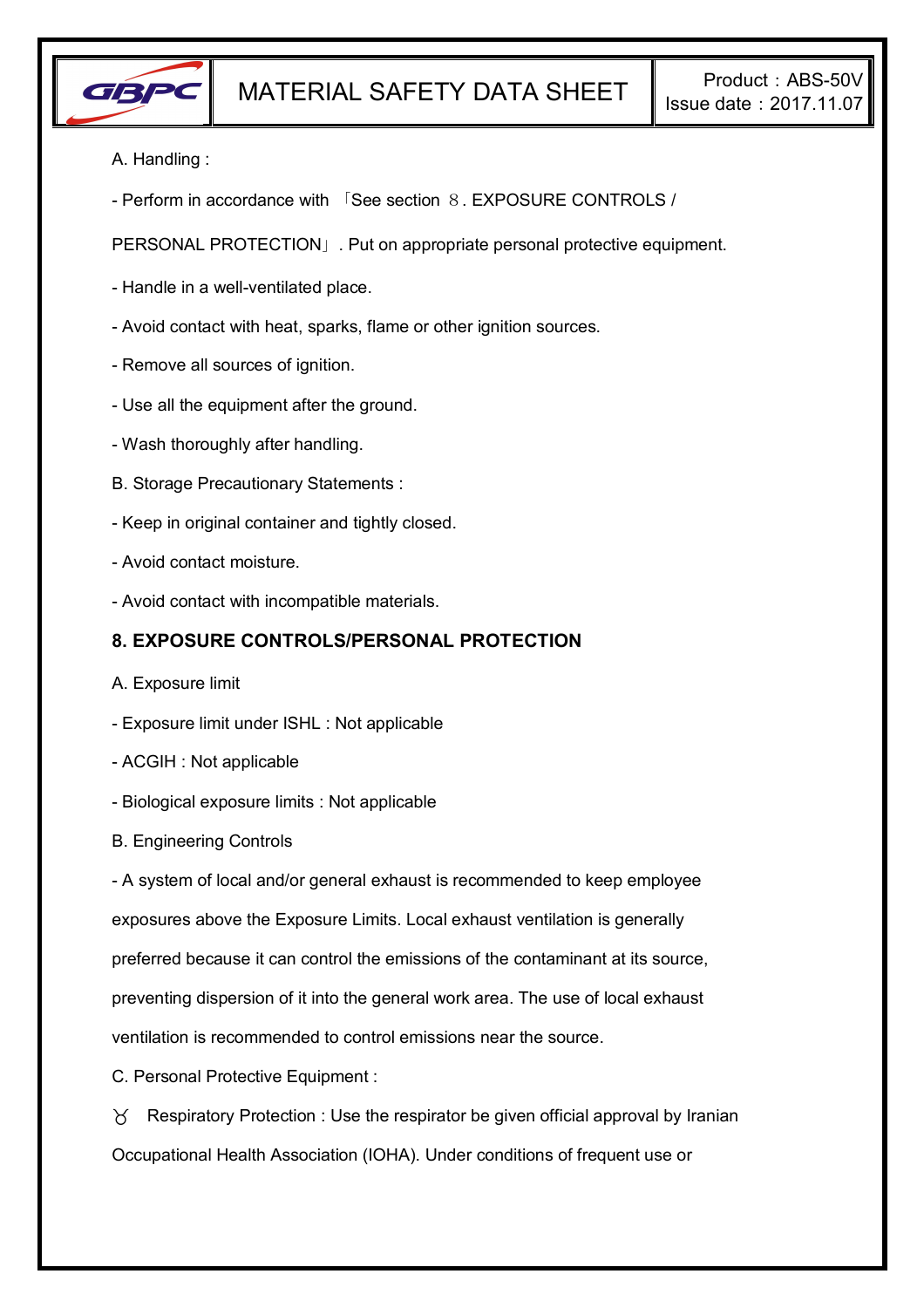A. Handling :

- Perform in accordance with 「See section 8. EXPOSURE CONTROLS / PERSONAL PROTECTION」. Put on appropriate personal protective equipment.
- Handle in a well-ventilated place.
- Avoid contact with heat, sparks, flame or other ignition sources.
- Remove all sources of ignition.
- Use all the equipment after the ground.
- Wash thoroughly after handling.

B. Storage Precautionary Statements :

- Keep in original container and tightly closed.
- Avoid contact moisture.
- Avoid contact with incompatible materials.

## 8. EXPOSURE CONTROLS/PERSONAL PROTECTION

A. Exposure limit

- Exposure limit under ISHL : Not applicable
- ACGIH : Not applicable
- Biological exposure limits : Not applicable

B. Engineering Controls

- A system of local and/or general exhaust is recommended to keep employee exposures above the Exposure Limits. Local exhaust ventilation is generally preferred because it can control the emissions of the contaminant at its source, preventing dispersion of it into the general work area. The use of local exhaust ventilation is recommended to control emissions near the source.

C. Personal Protective Equipment :

ㄨ Respiratory Protection : Use the respirator be given official approval by Iranian Occupational Health Association (IOHA). Under conditions of frequent use or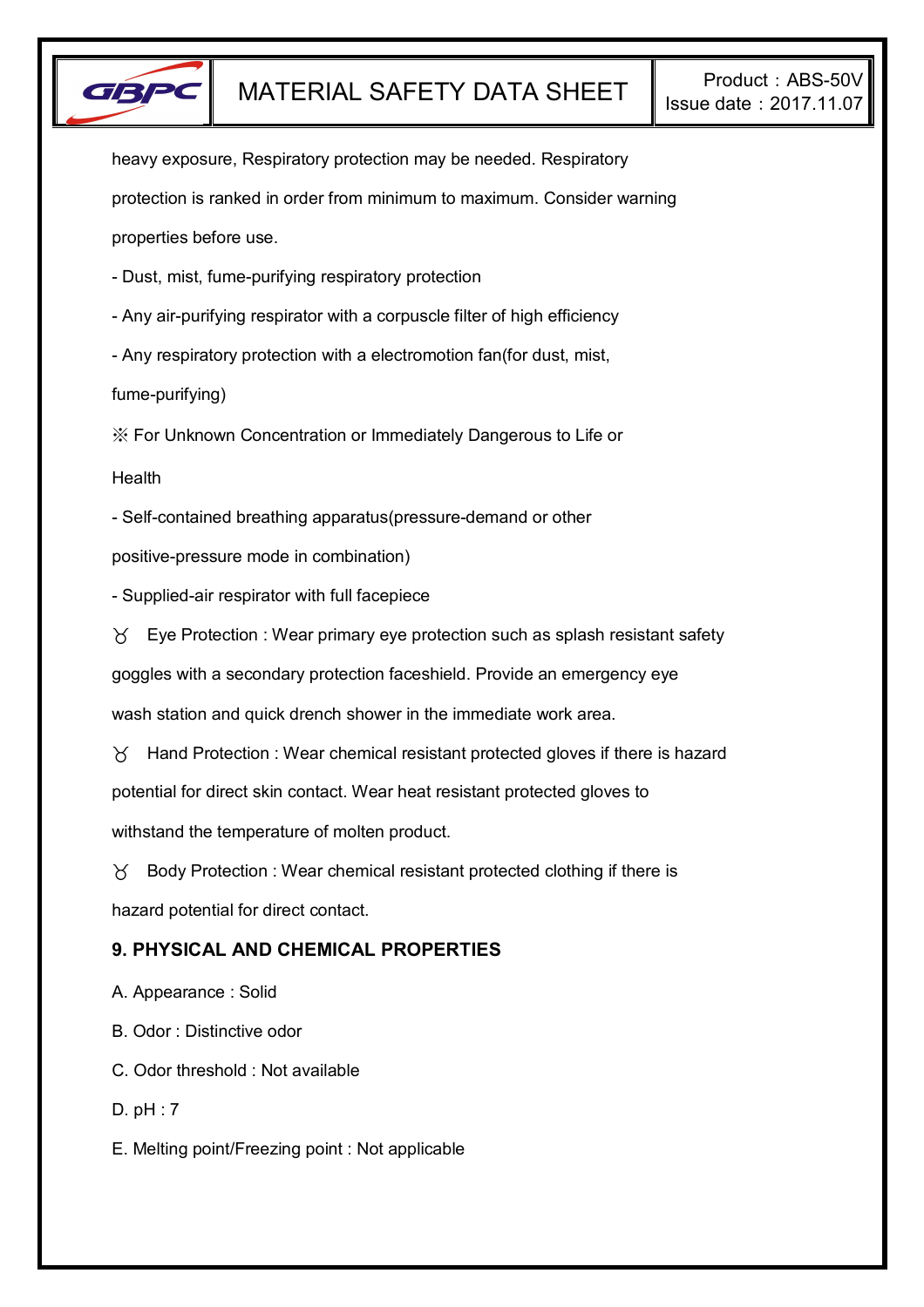heavy exposure, Respiratory protection may be needed. Respiratory protection is ranked in order from minimum to maximum. Consider warning properties before use.

- Dust, mist, fume-purifying respiratory protection
- Any air-purifying respirator with a corpuscle filter of high efficiency
- Any respiratory protection with a electromotion fan(for dust, mist, fume-purifying)

※ For Unknown Concentration or Immediately Dangerous to Life or Health

- Self-contained breathing apparatus(pressure-demand or other positive-pressure mode in combination)
- Supplied-air respirator with full facepiece

♉ Eye Protection : Wear primary eye protection such as splash resistant safety goggles with a secondary protection faceshield. Provide an emergency eye wash station and quick drench shower in the immediate work area.

♉ Hand Protection : Wear chemical resistant protected gloves if there is hazard potential for direct skin contact. Wear heat resistant protected gloves to withstand the temperature of molten product.

♉ Body Protection : Wear chemical resistant protected clothing if there is hazard potential for direct contact.

## 9. PHYSICAL AND CHEMICAL PROPERTIES

A. Appearance : Solid

B. Odor : Distinctive odor

C. Odor threshold : Not available

D. pH : 7

E. Melting point/Freezing point : Not applicable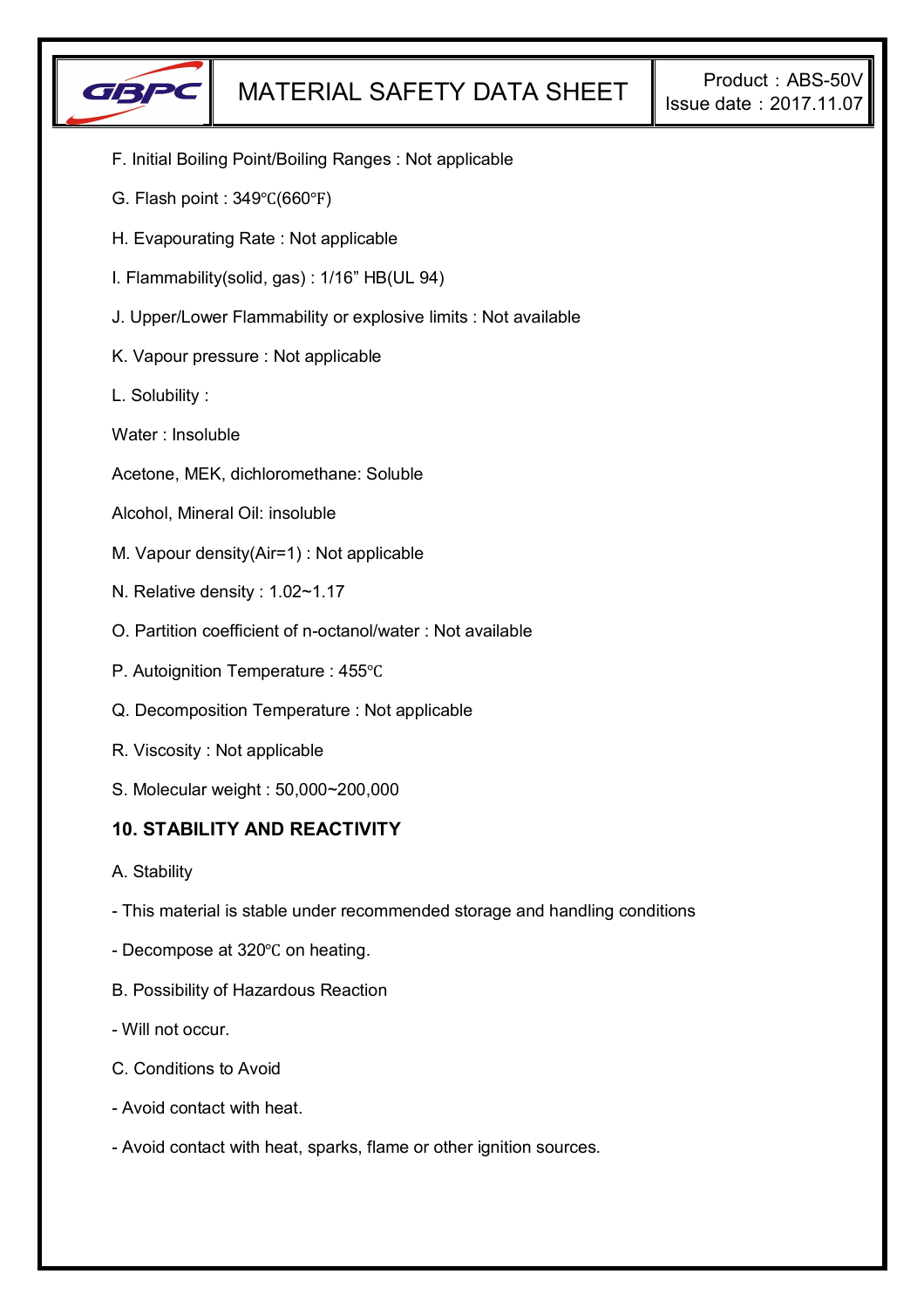F. Initial Boiling Point/Boiling Ranges : Not applicable

G. Flash point : 349℃(660℉)

H. Evapourating Rate : Not applicable

I. Flammability(solid, gas) : 1/16” HB(UL 94)

J. Upper/Lower Flammability or explosive limits : Not available

K. Vapour pressure : Not applicable

L. Solubility :

Water : Insoluble

Acetone, MEK, dichloromethane: Soluble

Alcohol, Mineral Oil: insoluble

M. Vapour density(Air=1) : Not applicable

N. Relative density : 1.02~1.17

O. Partition coefficient of n-octanol/water : Not available

P. Autoignition Temperature : 455℃

Q. Decomposition Temperature : Not applicable

R. Viscosity : Not applicable

S. Molecular weight : 50,000~200,000

## 10. STABILITY AND REACTIVITY

A. Stability

- This material is stable under recommended storage and handling conditions
- Decompose at 320℃ on heating.

B. Possibility of Hazardous Reaction

- Will not occur.

C. Conditions to Avoid

- Avoid contact with heat.
- Avoid contact with heat, sparks, flame or other ignition sources.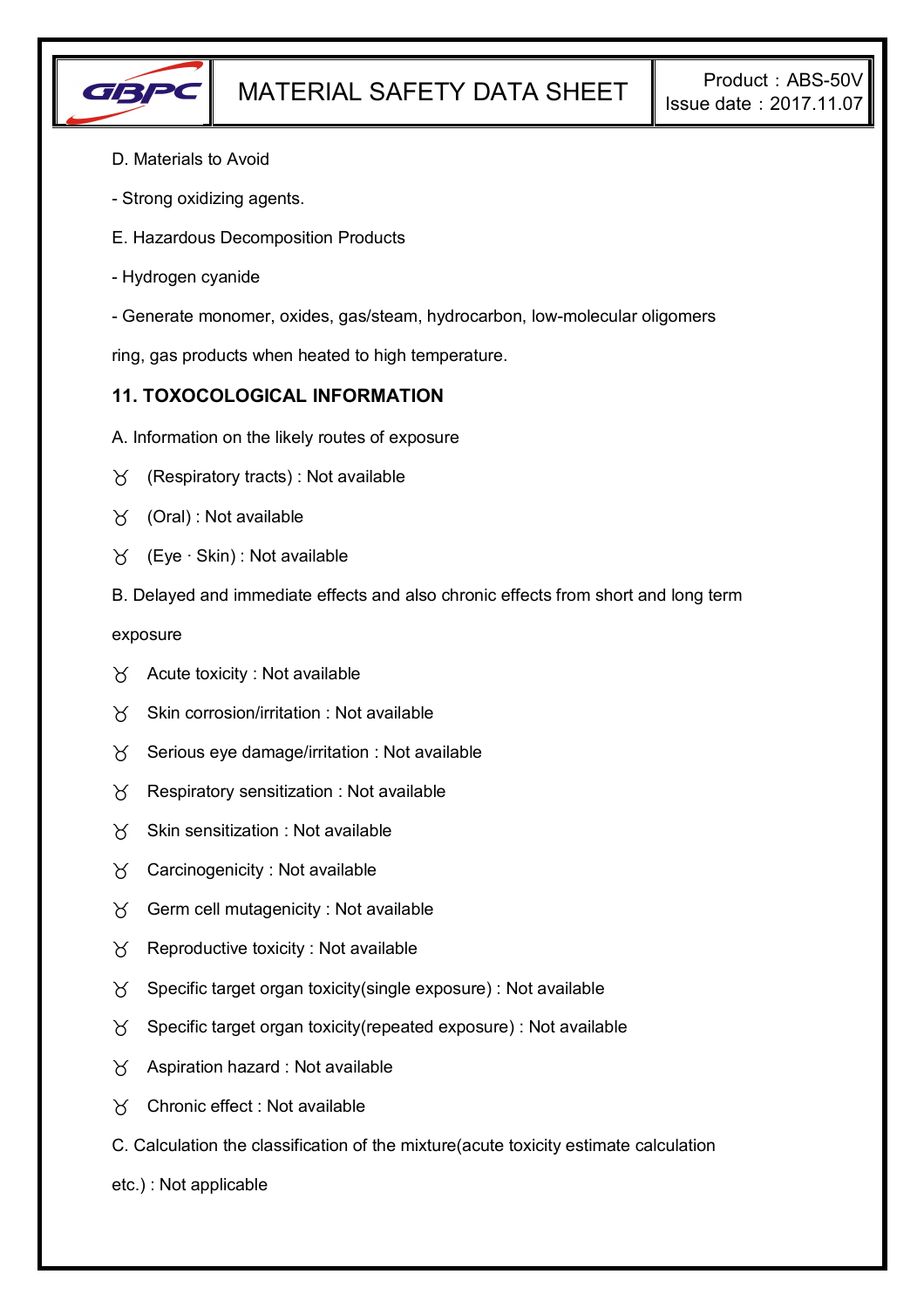D. Materials to Avoid

- Strong oxidizing agents.

E. Hazardous Decomposition Products

- Hydrogen cyanide

- Generate monomer, oxides, gas/steam, hydrocarbon, low-molecular oligomers ring, gas products when heated to high temperature.

## 11. TOXOCOLOGICAL INFORMATION

A. Information on the likely routes of exposure

ㅇ (Respiratory tracts) : Not available

ㅇ (Oral) : Not available

ㅇ (Eye · Skin) : Not available

B. Delayed and immediate effects and also chronic effects from short and long term exposure

ㅇ Acute toxicity : Not available

ㅇ Skin corrosion/irritation : Not available

ㅇ Serious eye damage/irritation : Not available

ㅇ Respiratory sensitization : Not available

ㅇ Skin sensitization : Not available

ㅇ Carcinogenicity : Not available

ㅇ Germ cell mutagenicity : Not available

ㅇ Reproductive toxicity : Not available

ㅇ Specific target organ toxicity(single exposure) : Not available

ㅇ Specific target organ toxicity(repeated exposure) : Not available

ㅇ Aspiration hazard : Not available

ㅇ Chronic effect : Not available

C. Calculation the classification of the mixture(acute toxicity estimate calculation etc.) : Not applicable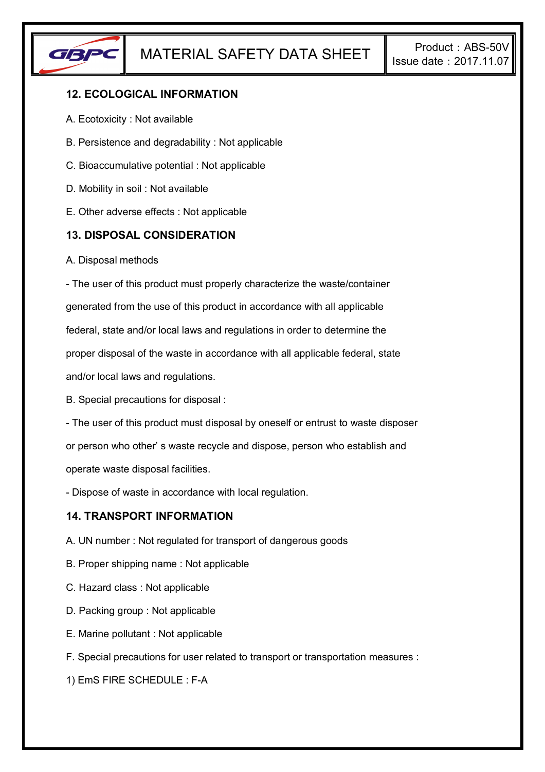## 12. ECOLOGICAL INFORMATION

A. Ecotoxicity : Not available

B. Persistence and degradability : Not applicable

C. Bioaccumulative potential : Not applicable

D. Mobility in soil : Not available

E. Other adverse effects : Not applicable

## 13. DISPOSAL CONSIDERATION

A. Disposal methods

- The user of this product must properly characterize the waste/container generated from the use of this product in accordance with all applicable federal, state and/or local laws and regulations in order to determine the proper disposal of the waste in accordance with all applicable federal, state and/or local laws and regulations.

B. Special precautions for disposal :

- The user of this product must disposal by oneself or entrust to waste disposer or person who other' s waste recycle and dispose, person who establish and operate waste disposal facilities.
- Dispose of waste in accordance with local regulation.

## 14. TRANSPORT INFORMATION

A. UN number : Not regulated for transport of dangerous goods

B. Proper shipping name : Not applicable

C. Hazard class : Not applicable

D. Packing group : Not applicable

E. Marine pollutant : Not applicable

F. Special precautions for user related to transport or transportation measures :

1) EmS FIRE SCHEDULE : F-A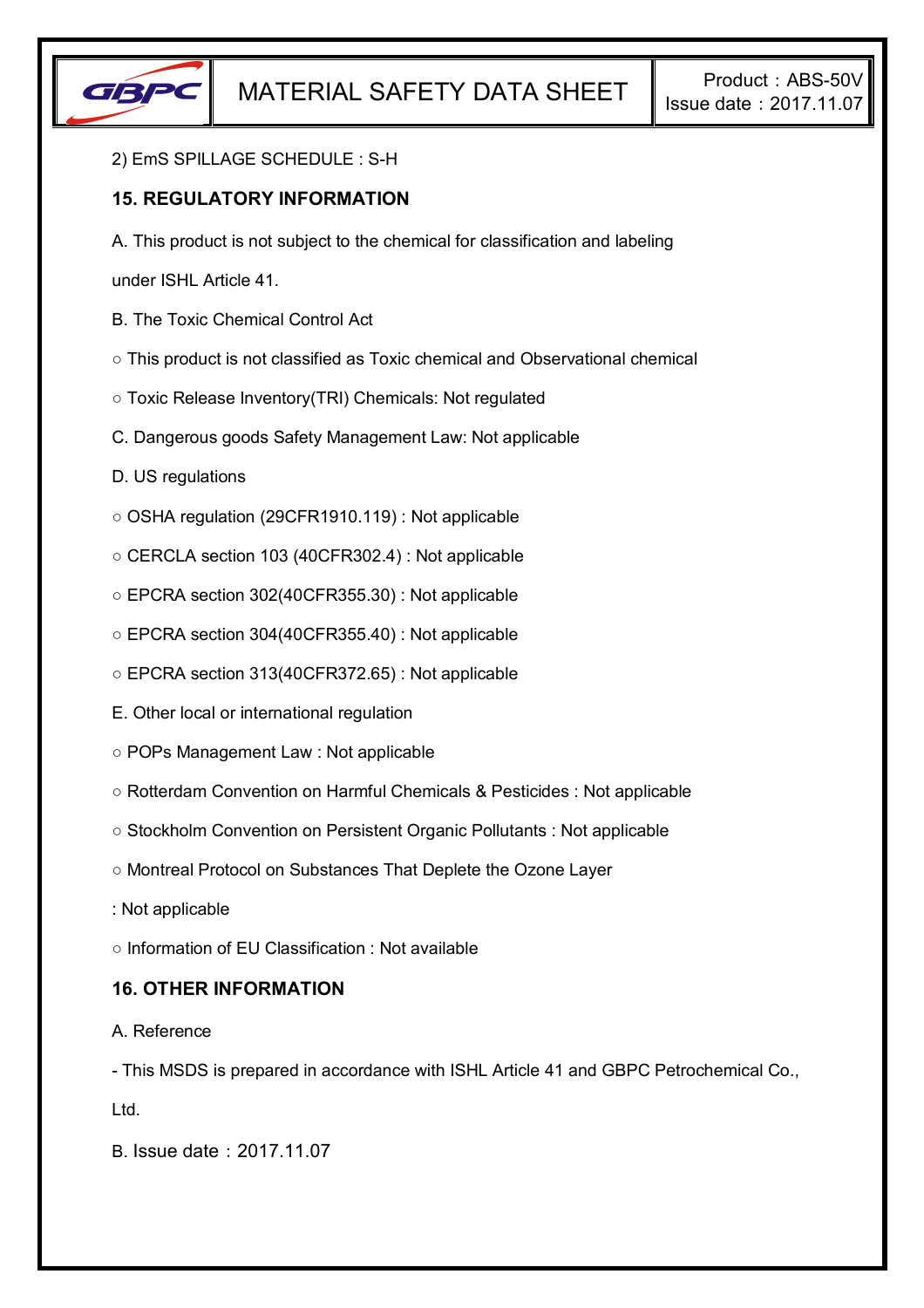2) EmS SPILLAGE SCHEDULE : S-H

## 15. REGULATORY INFORMATION

A. This product is not subject to the chemical for classification and labeling under ISHL Article 41.

B. The Toxic Chemical Control Act

○ This product is not classified as Toxic chemical and Observational chemical

○ Toxic Release Inventory(TRI) Chemicals: Not regulated

C. Dangerous goods Safety Management Law: Not applicable

D. US regulations

○ OSHA regulation (29CFR1910.119) : Not applicable

○ CERCLA section 103 (40CFR302.4) : Not applicable

○ EPCRA section 302(40CFR355.30) : Not applicable

○ EPCRA section 304(40CFR355.40) : Not applicable

○ EPCRA section 313(40CFR372.65) : Not applicable

E. Other local or international regulation

○ POPs Management Law : Not applicable

○ Rotterdam Convention on Harmful Chemicals & Pesticides : Not applicable

○ Stockholm Convention on Persistent Organic Pollutants : Not applicable

○ Montreal Protocol on Substances That Deplete the Ozone Layer

: Not applicable

○ Information of EU Classification : Not available

## 16. OTHER INFORMATION

A. Reference

- This MSDS is prepared in accordance with ISHL Article 41 and GBPC Petrochemical Co., Ltd.

B. Issue date：2017.11.07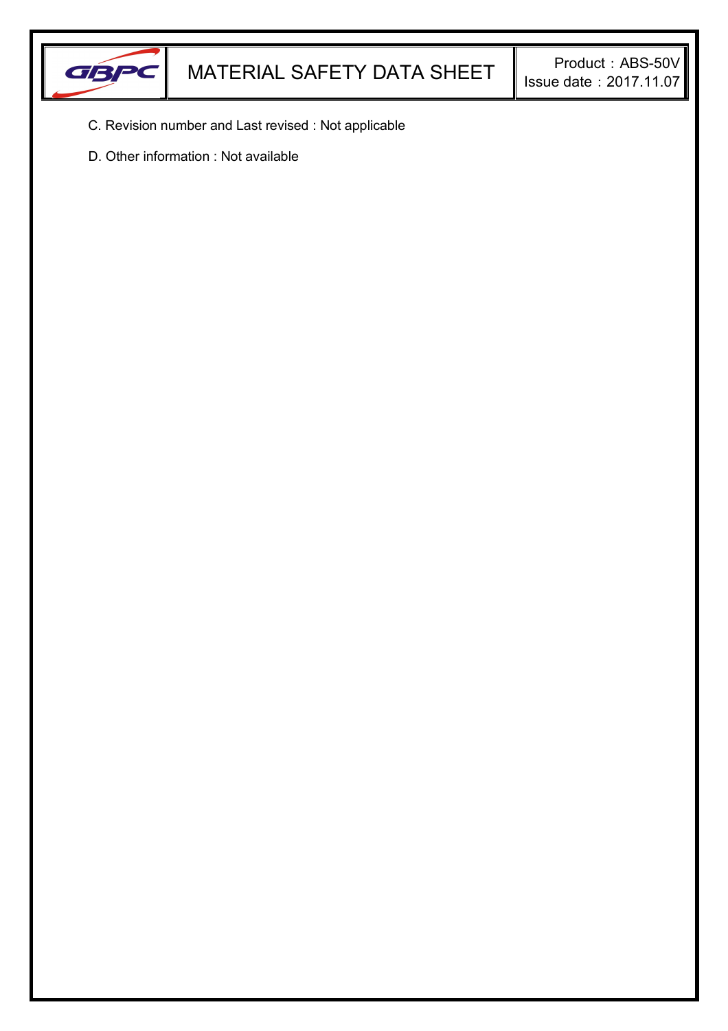C. Revision number and Last revised : Not applicable

D. Other information : Not available